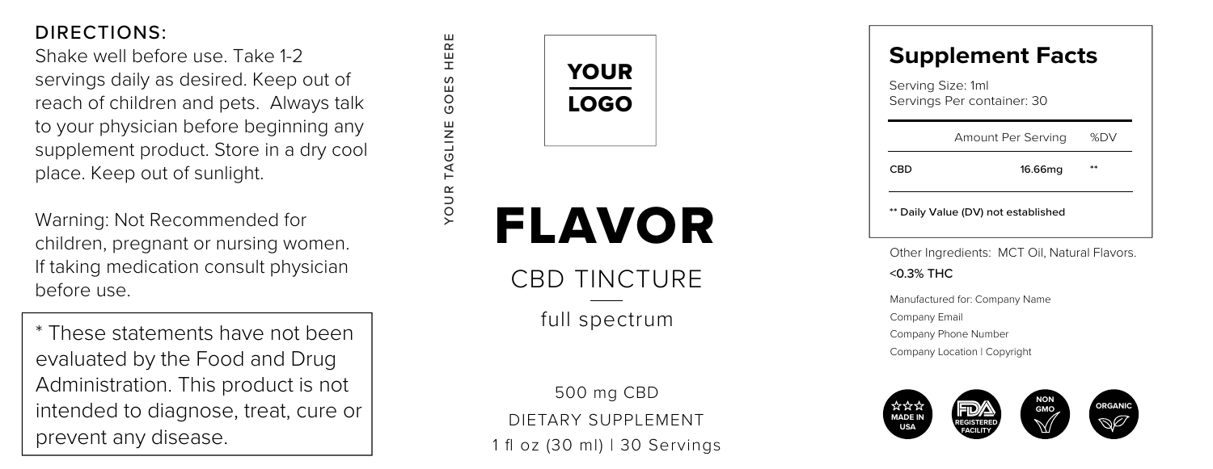**DIRECTIONS:**

Shake well before use. Take 1-2 servings daily as desired. Keep out of reach of children and pets. Always talk to your physician before beginning any supplement product. Store in a dry cool place. Keep out of sunlight.

Warning: Not Recommended for children, pregnant or nursing women. If taking medication consult physician before use.

* These statements have not been evaluated by the Food and Drug Administration. This product is not intended to diagnose, treat, cure or prevent any disease.

YOUR TAGLINE GOES HERE

YOUR LOGO

# FLAVOR

## CBD TINCTURE

full spectrum

500 mg CBD

DIETARY SUPPLEMENT

1 fl oz (30 ml) | 30 Servings

## Supplement Facts

Serving Size: 1ml
Servings Per container: 30

| | Amount Per Serving | %DV |
|---|---|---|
| **CBD** | **16.66mg** | ** |

** Daily Value (DV) not established

Other Ingredients: MCT Oil, Natural Flavors.

<0.3% THC

Manufactured for: Company Name
Company Email
Company Phone Number
Company Location | Copyright

MADE IN USA | FDA REGISTERED FACILITY | NON GMO | ORGANIC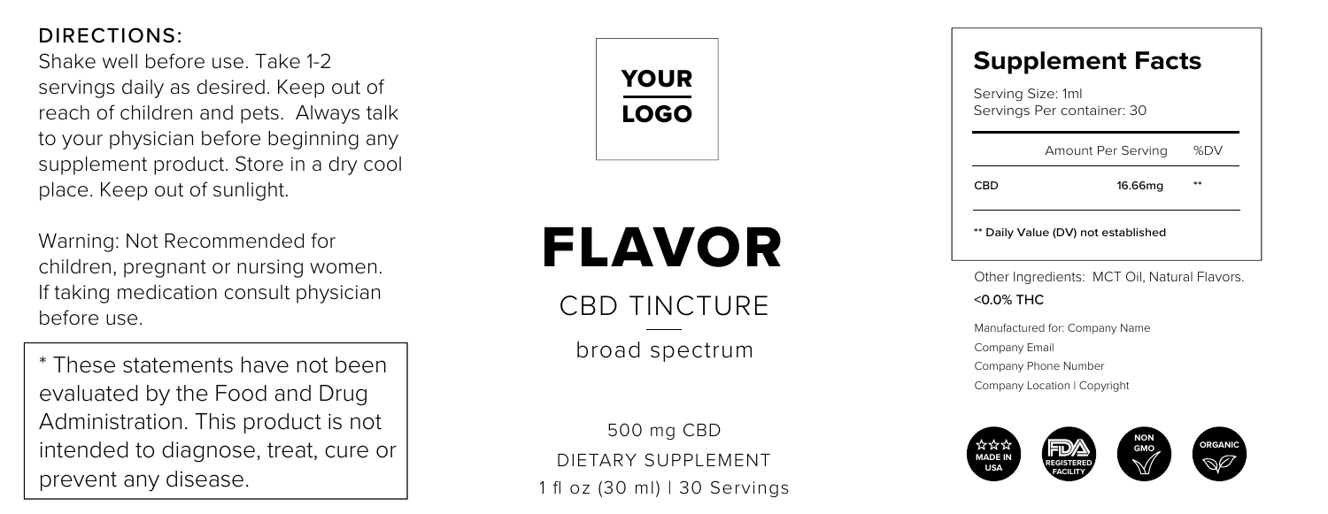**DIRECTIONS:**

Shake well before use. Take 1-2 servings daily as desired. Keep out of reach of children and pets. Always talk to your physician before beginning any supplement product. Store in a dry cool place. Keep out of sunlight.

Warning: Not Recommended for children, pregnant or nursing women. If taking medication consult physician before use.

* These statements have not been evaluated by the Food and Drug Administration. This product is not intended to diagnose, treat, cure or prevent any disease.

YOUR LOGO

# FLAVOR

CBD TINCTURE

broad spectrum

500 mg CBD

DIETARY SUPPLEMENT

1 fl oz (30 ml) | 30 Servings

## Supplement Facts

Serving Size: 1ml

Servings Per container: 30

| | Amount Per Serving | %DV |
|---|---|---|
| **CBD** | **16.66mg** | ** |

** Daily Value (DV) not established

Other Ingredients: MCT Oil, Natural Flavors.

<0.0% THC

Manufactured for: Company Name

Company Email

Company Phone Number

Company Location | Copyright

MADE IN USA | FDA REGISTERED FACILITY | NON GMO | ORGANIC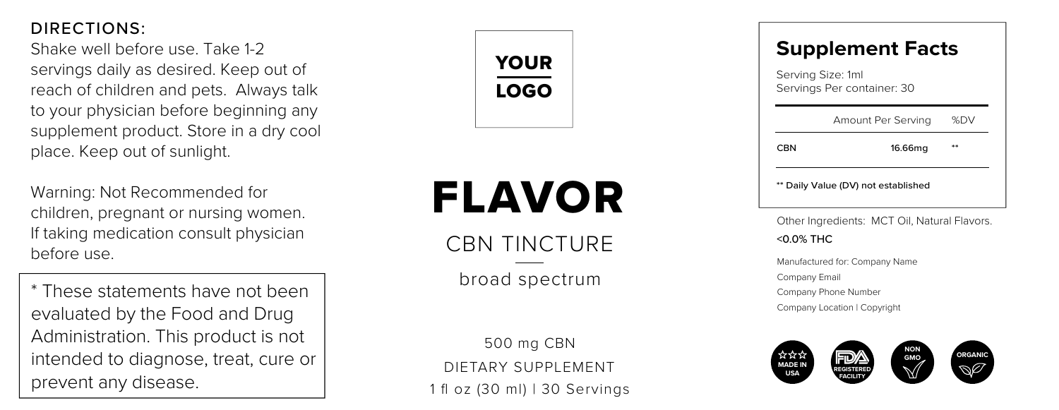**DIRECTIONS:**

Shake well before use. Take 1-2 servings daily as desired. Keep out of reach of children and pets. Always talk to your physician before beginning any supplement product. Store in a dry cool place. Keep out of sunlight.

Warning: Not Recommended for children, pregnant or nursing women. If taking medication consult physician before use.

* These statements have not been evaluated by the Food and Drug Administration. This product is not intended to diagnose, treat, cure or prevent any disease.

YOUR

LOGO

# FLAVOR

## CBN TINCTURE

broad spectrum

500 mg CBN

DIETARY SUPPLEMENT

1 fl oz (30 ml) | 30 Servings

## Supplement Facts

Serving Size: 1ml

Servings Per container: 30

| | Amount Per Serving | %DV |
|---|---|---|
| **CBN** | **16.66mg** | ** |

** Daily Value (DV) not established

Other Ingredients: MCT Oil, Natural Flavors.

<0.0% THC

Manufactured for: Company Name

Company Email

Company Phone Number

Company Location | Copyright

MADE IN USA | FDA REGISTERED FACILITY | NON GMO | ORGANIC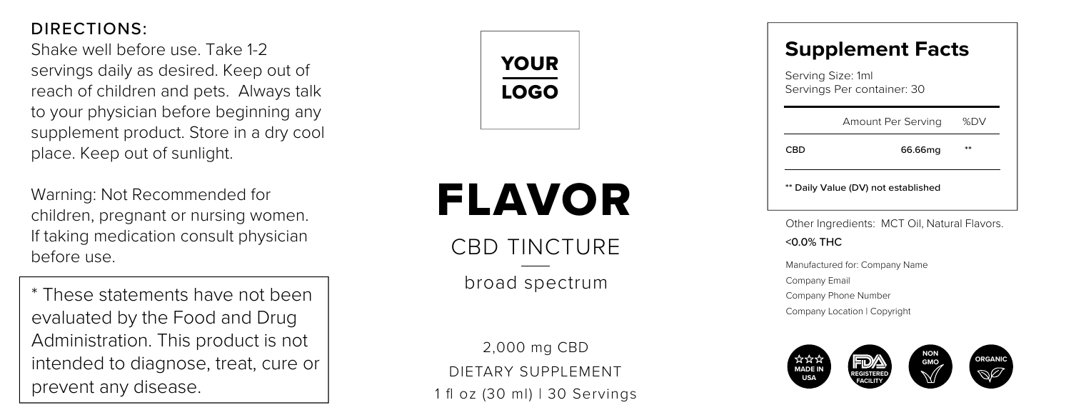**DIRECTIONS:**

Shake well before use. Take 1-2 servings daily as desired. Keep out of reach of children and pets. Always talk to your physician before beginning any supplement product. Store in a dry cool place. Keep out of sunlight.

Warning: Not Recommended for children, pregnant or nursing women. If taking medication consult physician before use.

* These statements have not been evaluated by the Food and Drug Administration. This product is not intended to diagnose, treat, cure or prevent any disease.

YOUR LOGO

# FLAVOR

CBD TINCTURE

broad spectrum

2,000 mg CBD

DIETARY SUPPLEMENT

1 fl oz (30 ml) | 30 Servings

## Supplement Facts

Serving Size: 1ml

Servings Per container: 30

| | Amount Per Serving | %DV |
|---|---|---|
| **CBD** | **66.66mg** | ** |

** Daily Value (DV) not established

Other Ingredients: MCT Oil, Natural Flavors.

<0.0% THC

Manufactured for: Company Name

Company Email

Company Phone Number

Company Location | Copyright

MADE IN USA | FDA REGISTERED FACILITY | NON GMO | ORGANIC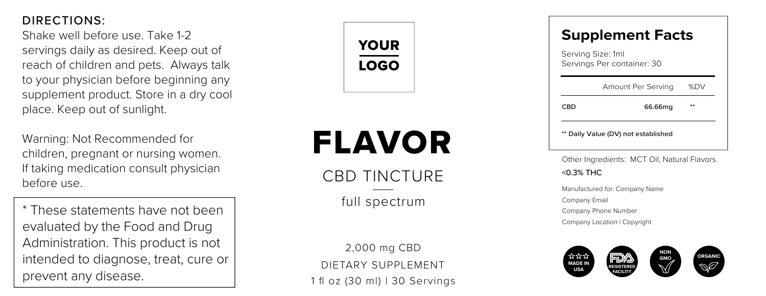**DIRECTIONS:**

Shake well before use. Take 1-2 servings daily as desired. Keep out of reach of children and pets. Always talk to your physician before beginning any supplement product. Store in a dry cool place. Keep out of sunlight.

Warning: Not Recommended for children, pregnant or nursing women. If taking medication consult physician before use.

* These statements have not been evaluated by the Food and Drug Administration. This product is not intended to diagnose, treat, cure or prevent any disease.

YOUR LOGO

# FLAVOR

## CBD TINCTURE

full spectrum

2,000 mg CBD

DIETARY SUPPLEMENT

1 fl oz (30 ml) | 30 Servings

## Supplement Facts

Serving Size: 1ml

Servings Per container: 30

| | Amount Per Serving | %DV |
|---|---|---|
| **CBD** | **66.66mg** | ** |

**** Daily Value (DV) not established**

Other Ingredients: MCT Oil, Natural Flavors.

<0.3% THC

Manufactured for: Company Name

Company Email

Company Phone Number

Company Location | Copyright

MADE IN USA | FDA REGISTERED FACILITY | NON GMO | ORGANIC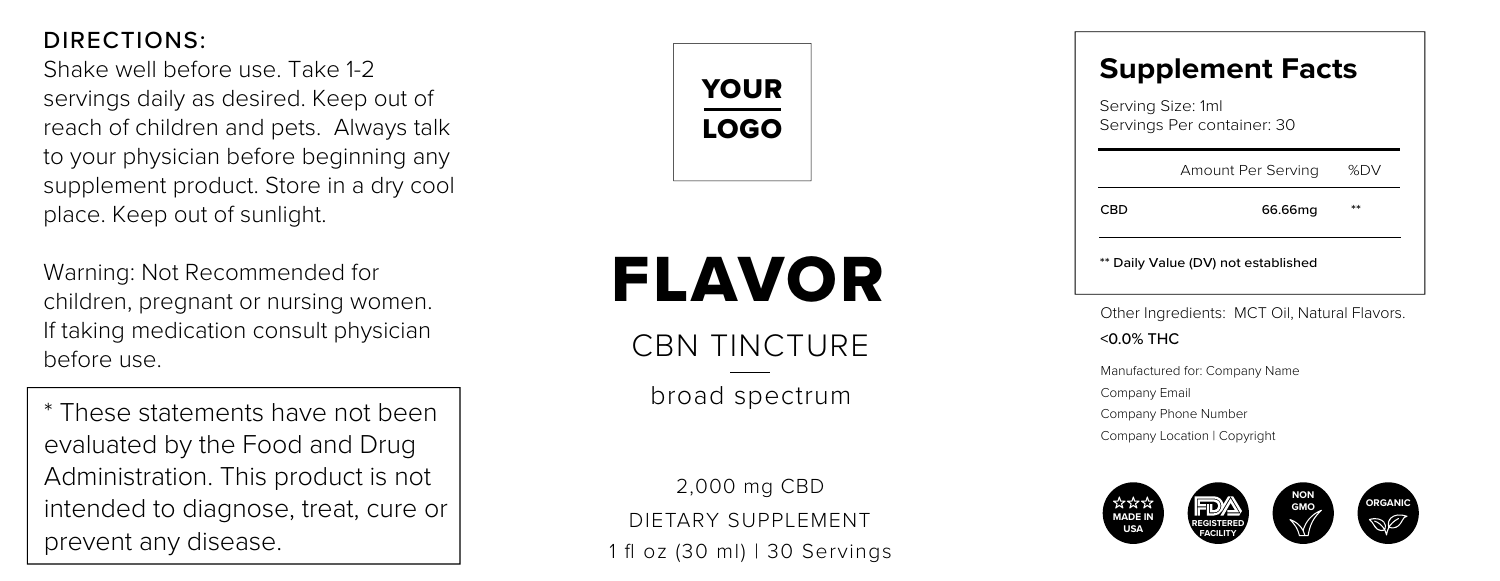**DIRECTIONS:**

Shake well before use. Take 1-2 servings daily as desired. Keep out of reach of children and pets. Always talk to your physician before beginning any supplement product. Store in a dry cool place. Keep out of sunlight.

Warning: Not Recommended for children, pregnant or nursing women. If taking medication consult physician before use.

* These statements have not been evaluated by the Food and Drug Administration. This product is not intended to diagnose, treat, cure or prevent any disease.

**YOUR LOGO**

# FLAVOR

CBN TINCTURE

broad spectrum

2,000 mg CBD

DIETARY SUPPLEMENT

1 fl oz (30 ml) | 30 Servings

## Supplement Facts

Serving Size: 1ml

Servings Per container: 30

| | Amount Per Serving | %DV |
|---|---|---|
| CBD | 66.66mg | ** |

** Daily Value (DV) not established

Other Ingredients: MCT Oil, Natural Flavors.

<0.0% THC

Manufactured for: Company Name

Company Email

Company Phone Number

Company Location | Copyright

MADE IN USA | FDA REGISTERED FACILITY | NON GMO | ORGANIC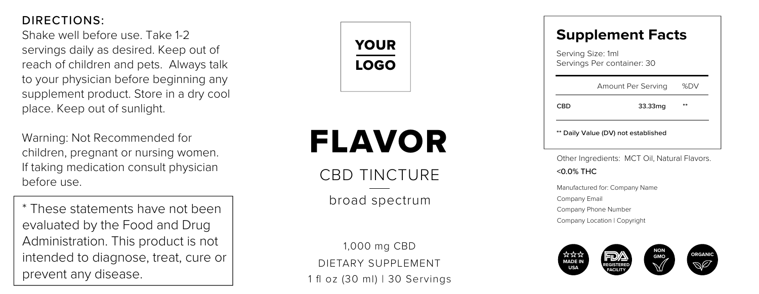**DIRECTIONS:**

Shake well before use. Take 1-2 servings daily as desired. Keep out of reach of children and pets. Always talk to your physician before beginning any supplement product. Store in a dry cool place. Keep out of sunlight.

Warning: Not Recommended for children, pregnant or nursing women. If taking medication consult physician before use.

* These statements have not been evaluated by the Food and Drug Administration. This product is not intended to diagnose, treat, cure or prevent any disease.

YOUR LOGO

# FLAVOR

CBD TINCTURE

broad spectrum

1,000 mg CBD

DIETARY SUPPLEMENT

1 fl oz (30 ml) | 30 Servings

## Supplement Facts

Serving Size: 1ml

Servings Per container: 30

| | Amount Per Serving | %DV |
|---|---|---|
| CBD | 33.33mg | ** |

** Daily Value (DV) not established

Other Ingredients: MCT Oil, Natural Flavors.

<0.0% THC

Manufactured for: Company Name

Company Email

Company Phone Number

Company Location | Copyright

MADE IN USA | FDA REGISTERED FACILITY | NON GMO | ORGANIC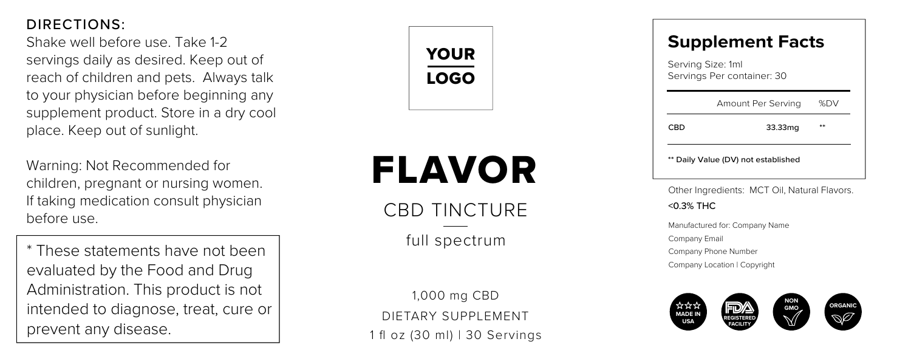**DIRECTIONS:**

Shake well before use. Take 1-2 servings daily as desired. Keep out of reach of children and pets. Always talk to your physician before beginning any supplement product. Store in a dry cool place. Keep out of sunlight.

Warning: Not Recommended for children, pregnant or nursing women. If taking medication consult physician before use.

* These statements have not been evaluated by the Food and Drug Administration. This product is not intended to diagnose, treat, cure or prevent any disease.

YOUR LOGO

# FLAVOR

CBD TINCTURE

full spectrum

1,000 mg CBD

DIETARY SUPPLEMENT

1 fl oz (30 ml) | 30 Servings

## Supplement Facts

Serving Size: 1ml

Servings Per container: 30

| | Amount Per Serving | %DV |
|---|---|---|
| CBD | 33.33mg | ** |

** Daily Value (DV) not established

Other Ingredients: MCT Oil, Natural Flavors.

<0.3% THC

Manufactured for: Company Name

Company Email

Company Phone Number

Company Location | Copyright

MADE IN USA | FDA REGISTERED FACILITY | NON GMO | ORGANIC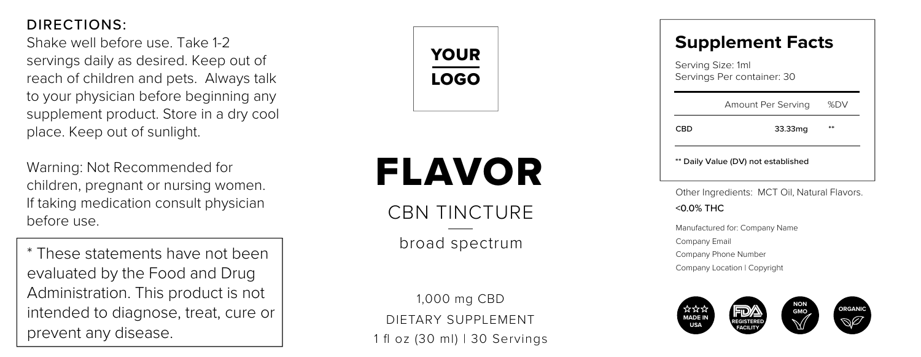**DIRECTIONS:**

Shake well before use. Take 1-2 servings daily as desired. Keep out of reach of children and pets. Always talk to your physician before beginning any supplement product. Store in a dry cool place. Keep out of sunlight.

Warning: Not Recommended for children, pregnant or nursing women. If taking medication consult physician before use.

* These statements have not been evaluated by the Food and Drug Administration. This product is not intended to diagnose, treat, cure or prevent any disease.

YOUR LOGO

# FLAVOR

CBN TINCTURE

broad spectrum

1,000 mg CBD

DIETARY SUPPLEMENT

1 fl oz (30 ml) | 30 Servings

## Supplement Facts

Serving Size: 1ml

Servings Per container: 30

| | Amount Per Serving | %DV |
|---|---|---|
| CBD | 33.33mg | ** |

** Daily Value (DV) not established

Other Ingredients: MCT Oil, Natural Flavors.

<0.0% THC

Manufactured for: Company Name

Company Email

Company Phone Number

Company Location | Copyright

MADE IN USA

FDA REGISTERED FACILITY

NON GMO

ORGANIC